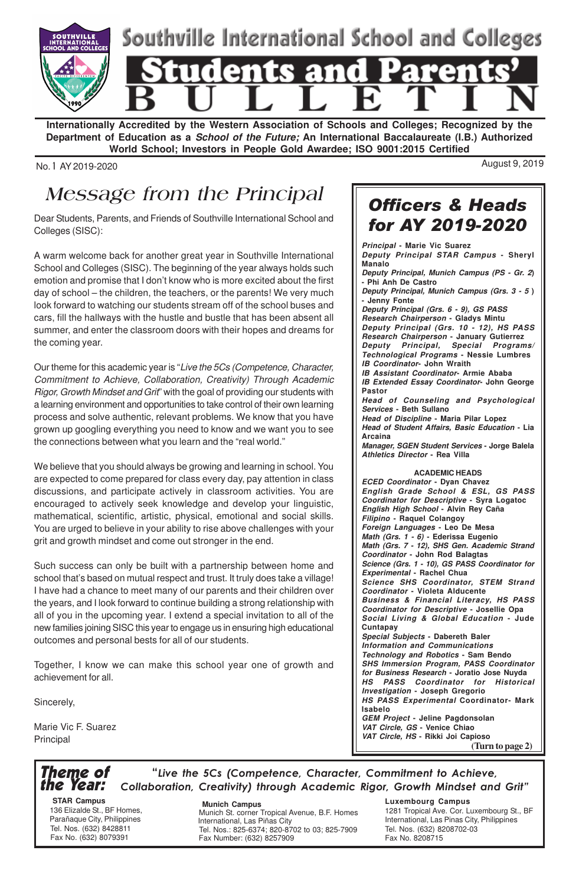# Southville International School and Colleges

# Students and Parents' BULLETIN

**Internationally Accredited by the Western Association of Schools and Colleges; Recognized by the Department of Education as a *School of the Future;* An International Baccalaureate (I.B.) Authorized World School; Investors in People Gold Awardee; ISO 9001:2015 Certified**

No. 1 AY 2019-2020

August 9, 2019

## Message from the Principal

Dear Students, Parents, and Friends of Southville International School and Colleges (SISC):

A warm welcome back for another great year in Southville International School and Colleges (SISC). The beginning of the year always holds such emotion and promise that I don't know who is more excited about the first day of school – the children, the teachers, or the parents! We very much look forward to watching our students stream off of the school buses and cars, fill the hallways with the hustle and bustle that has been absent all summer, and enter the classroom doors with their hopes and dreams for the coming year.

Our theme for this academic year is "*Live the 5Cs (Competence, Character, Commitment to Achieve, Collaboration, Creativity) Through Academic Rigor, Growth Mindset and Grit*" with the goal of providing our students with a learning environment and opportunities to take control of their own learning process and solve authentic, relevant problems. We know that you have grown up googling everything you need to know and we want you to see the connections between what you learn and the "real world."

We believe that you should always be growing and learning in school. You are expected to come prepared for class every day, pay attention in class discussions, and participate actively in classroom activities. You are encouraged to actively seek knowledge and develop your linguistic, mathematical, scientific, artistic, physical, emotional and social skills. You are urged to believe in your ability to rise above challenges with your grit and growth mindset and come out stronger in the end.

Such success can only be built with a partnership between home and school that's based on mutual respect and trust. It truly does take a village! I have had a chance to meet many of our parents and their children over the years, and I look forward to continue building a strong relationship with all of you in the upcoming year. I extend a special invitation to all of the new families joining SISC this year to engage us in ensuring high educational outcomes and personal bests for all of our students.

Together, I know we can make this school year one of growth and achievement for all.

Sincerely,

Marie Vic F. Suarez
Principal

## Officers & Heads for AY 2019-2020

***Principal*** **- Marie Vic Suarez**
***Deputy Principal STAR Campus*** **- Sheryl Manalo**
***Deputy Principal, Munich Campus (PS - Gr. 2)*** **- Phi Anh De Castro**
***Deputy Principal, Munich Campus (Grs. 3 - 5 )*** **- Jenny Fonte**
***Deputy Principal (Grs. 6 - 9), GS PASS Research Chairperson*** **- Gladys Mintu**
***Deputy Principal (Grs. 10 - 12), HS PASS Research Chairperson*** **- January Gutierrez**
***Deputy Principal, Special Programs/ Technological Programs*** **- Nessie Lumbres**
***IB Coordinator*** **- John Wraith**
***IB Assistant Coordinator*** **- Armie Ababa**
***IB Extended Essay Coordinator*** **- John George Pastor**
***Head of Counseling and Psychological Services*** **- Beth Sullano**
***Head of Discipline*** **- Maria Pilar Lopez**
***Head of Student Affairs, Basic Education*** **- Lia Arcaina**
***Manager, SGEN Student Services*** **- Jorge Balela**
***Athletics Director*** **- Rea Villa**

**ACADEMIC HEADS**

***ECED Coordinator*** **- Dyan Chavez**
***English Grade School & ESL, GS PASS Coordinator for Descriptive*** **- Syra Logatoc**
***English High School*** **- Alvin Rey Caña**
***Filipino*** **- Raquel Colangoy**
***Foreign Languages*** **- Leo De Mesa**
***Math (Grs. 1 - 6)*** **- Ederissa Eugenio**
***Math (Grs. 7 - 12), SHS Gen. Academic Strand Coordinator*** **- John Rod Balagtas**
***Science (Grs. 1 - 10), GS PASS Coordinator for Experimental*** **- Rachel Chua**
***Science SHS Coordinator, STEM Strand Coordinator*** **- Violeta Alducente**
***Business & Financial Literacy, HS PASS Coordinator for Descriptive*** **- Josellie Opa**
***Social Living & Global Education*** **- Jude Cuntapay**
***Special Subjects*** **- Dabereth Baler**
***Information and Communications Technology and Robotics*** **- Sam Bendo**
***SHS Immersion Program, PASS Coordinator for Business Research*** **- Joratio Jose Nuyda**
***HS PASS Coordinator for Historical Investigation*** **- Joseph Gregorio**
***HS PASS Experimental*** **Coordinator- Mark Isabelo**
***GEM Project*** **- Jeline Pagdonsolan**
***VAT Circle, GS*** **- Venice Chiao**
***VAT Circle, HS*** **- Rikki Joi Capioso**

**(Turn to page 2)**

***Theme of the Year:*** ***"Live the 5Cs (Competence, Character, Commitment to Achieve, Collaboration, Creativity) through Academic Rigor, Growth Mindset and Grit"***

**STAR Campus**
136 Elizalde St., BF Homes, Parañaque City, Philippines
Tel. Nos. (632) 8428811
Fax No. (632) 8079391

**Munich Campus**
Munich St. corner Tropical Avenue, B.F. Homes International, Las Piñas City
Tel. Nos.: 825-6374; 820-8702 to 03; 825-7909
Fax Number: (632) 8257909

**Luxembourg Campus**
1281 Tropical Ave. Cor. Luxembourg St., BF International, Las Pinas City, Philippines
Tel. Nos. (632) 8208702-03
Fax No. 8208715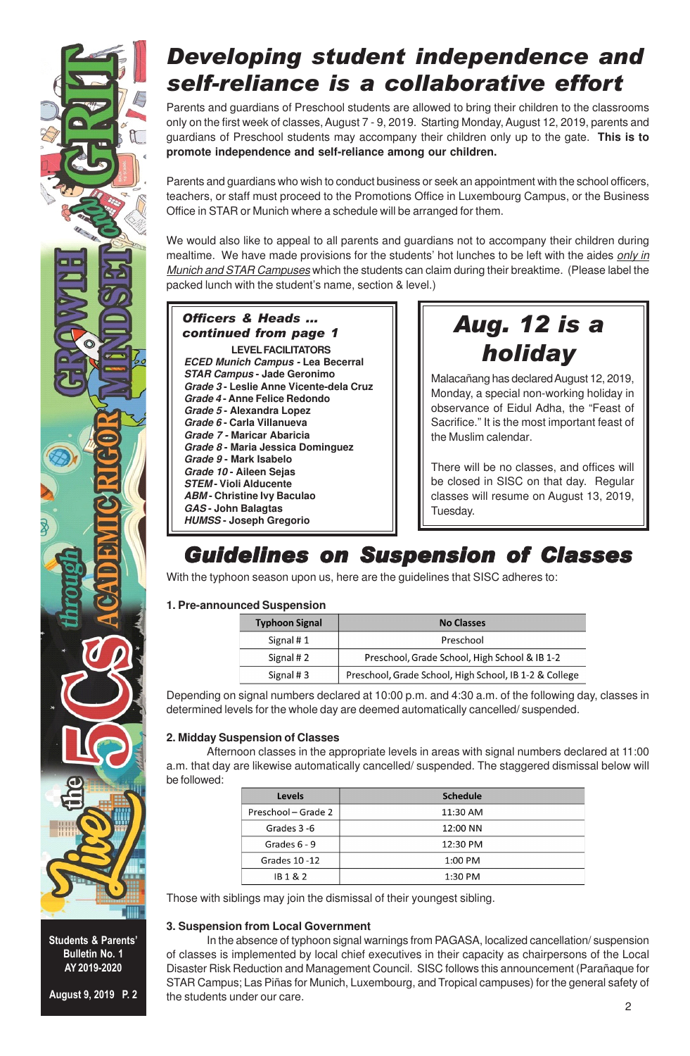# Developing student independence and self-reliance is a collaborative effort

Parents and guardians of Preschool students are allowed to bring their children to the classrooms only on the first week of classes, August 7 - 9, 2019. Starting Monday, August 12, 2019, parents and guardians of Preschool students may accompany their children only up to the gate. **This is to promote independence and self-reliance among our children.**

Parents and guardians who wish to conduct business or seek an appointment with the school officers, teachers, or staff must proceed to the Promotions Office in Luxembourg Campus, or the Business Office in STAR or Munich where a schedule will be arranged for them.

We would also like to appeal to all parents and guardians not to accompany their children during mealtime. We have made provisions for the students' hot lunches to be left with the aides *only in Munich and STAR Campuses* which the students can claim during their breaktime. (Please label the packed lunch with the student's name, section & level.)

### *Officers & Heads ... continued from page 1*

**LEVEL FACILITATORS**

***ECED Munich Campus* - Lea Becerral**
***STAR Campus* - Jade Geronimo**
***Grade 3* - Leslie Anne Vicente-dela Cruz**
***Grade 4* - Anne Felice Redondo**
***Grade 5* - Alexandra Lopez**
***Grade 6* - Carla Villanueva**
***Grade 7* - Maricar Abaricia**
***Grade 8* - Maria Jessica Dominguez**
***Grade 9* - Mark Isabelo**
***Grade 10* - Aileen Sejas**
***STEM* - Violi Alducente**
***ABM* - Christine Ivy Baculao**
***GAS* - John Balagtas**
***HUMSS* - Joseph Gregorio**

## *Aug. 12 is a holiday*

Malacañang has declared August 12, 2019, Monday, a special non-working holiday in observance of Eidul Adha, the "Feast of Sacrifice." It is the most important feast of the Muslim calendar.

There will be no classes, and offices will be closed in SISC on that day. Regular classes will resume on August 13, 2019, Tuesday.

# Guidelines on Suspension of Classes

With the typhoon season upon us, here are the guidelines that SISC adheres to:

**1. Pre-announced Suspension**

| Typhoon Signal | No Classes |
|---|---|
| Signal # 1 | Preschool |
| Signal # 2 | Preschool, Grade School, High School & IB 1-2 |
| Signal # 3 | Preschool, Grade School, High School, IB 1-2 & College |

Depending on signal numbers declared at 10:00 p.m. and 4:30 a.m. of the following day, classes in determined levels for the whole day are deemed automatically cancelled/ suspended.

**2. Midday Suspension of Classes**

Afternoon classes in the appropriate levels in areas with signal numbers declared at 11:00 a.m. that day are likewise automatically cancelled/ suspended. The staggered dismissal below will be followed:

| Levels | Schedule |
|---|---|
| Preschool – Grade 2 | 11:30 AM |
| Grades 3 -6 | 12:00 NN |
| Grades 6 - 9 | 12:30 PM |
| Grades 10 -12 | 1:00 PM |
| IB 1 & 2 | 1:30 PM |

Those with siblings may join the dismissal of their youngest sibling.

**3. Suspension from Local Government**

In the absence of typhoon signal warnings from PAGASA, localized cancellation/ suspension of classes is implemented by local chief executives in their capacity as chairpersons of the Local Disaster Risk Reduction and Management Council. SISC follows this announcement (Parañaque for STAR Campus; Las Piñas for Munich, Luxembourg, and Tropical campuses) for the general safety of the students under our care.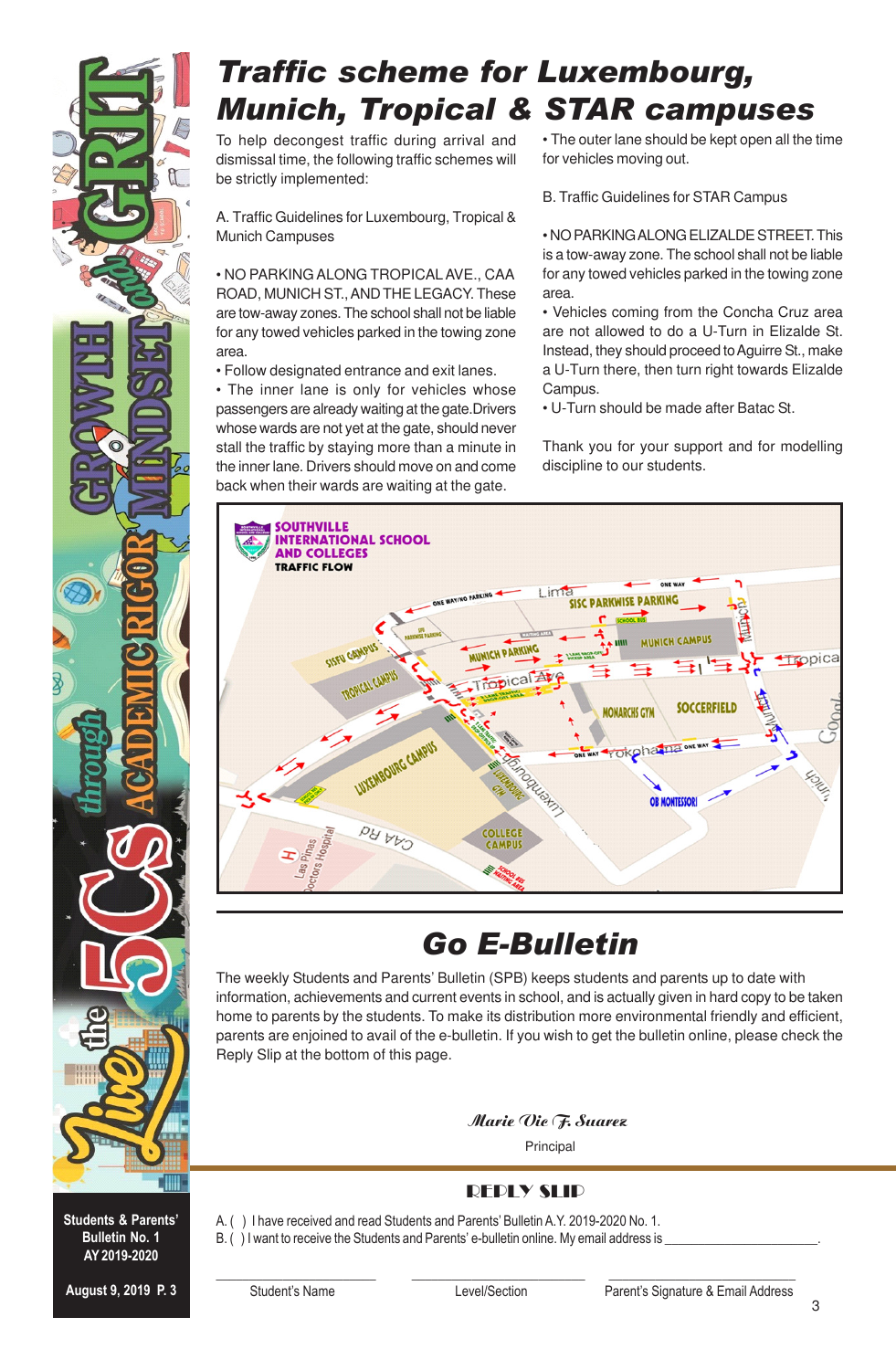# Traffic scheme for Luxembourg, Munich, Tropical & STAR campuses

To help decongest traffic during arrival and dismissal time, the following traffic schemes will be strictly implemented:

A. Traffic Guidelines for Luxembourg, Tropical & Munich Campuses

- NO PARKING ALONG TROPICAL AVE., CAA ROAD, MUNICH ST., AND THE LEGACY. These are tow-away zones. The school shall not be liable for any towed vehicles parked in the towing zone area.
- Follow designated entrance and exit lanes.
- The inner lane is only for vehicles whose passengers are already waiting at the gate. Drivers whose wards are not yet at the gate, should never stall the traffic by staying more than a minute in the inner lane. Drivers should move on and come back when their wards are waiting at the gate.
- The outer lane should be kept open all the time for vehicles moving out.

B. Traffic Guidelines for STAR Campus

- NO PARKING ALONG ELIZALDE STREET. This is a tow-away zone. The school shall not be liable for any towed vehicles parked in the towing zone area.
- Vehicles coming from the Concha Cruz area are not allowed to do a U-Turn in Elizalde St. Instead, they should proceed to Aguirre St., make a U-Turn there, then turn right towards Elizalde Campus.
- U-Turn should be made after Batac St.

Thank you for your support and for modelling discipline to our students.

SOUTHVILLE INTERNATIONAL SCHOOL AND COLLEGES
TRAFFIC FLOW

# Go E-Bulletin

The weekly Students and Parents' Bulletin (SPB) keeps students and parents up to date with information, achievements and current events in school, and is actually given in hard copy to be taken home to parents by the students. To make its distribution more environmental friendly and efficient, parents are enjoined to avail of the e-bulletin. If you wish to get the bulletin online, please check the Reply Slip at the bottom of this page.

*Marie Vic F. Suarez*
Principal

## REPLY SLIP

A. ( ) I have received and read Students and Parents' Bulletin A.Y. 2019-2020 No. 1.
B. ( ) I want to receive the Students and Parents' e-bulletin online. My email address is ____________________.

Student's Name    Level/Section    Parent's Signature & Email Address

Students & Parents' Bulletin No. 1
AY 2019-2020
August 9, 2019 P. 3